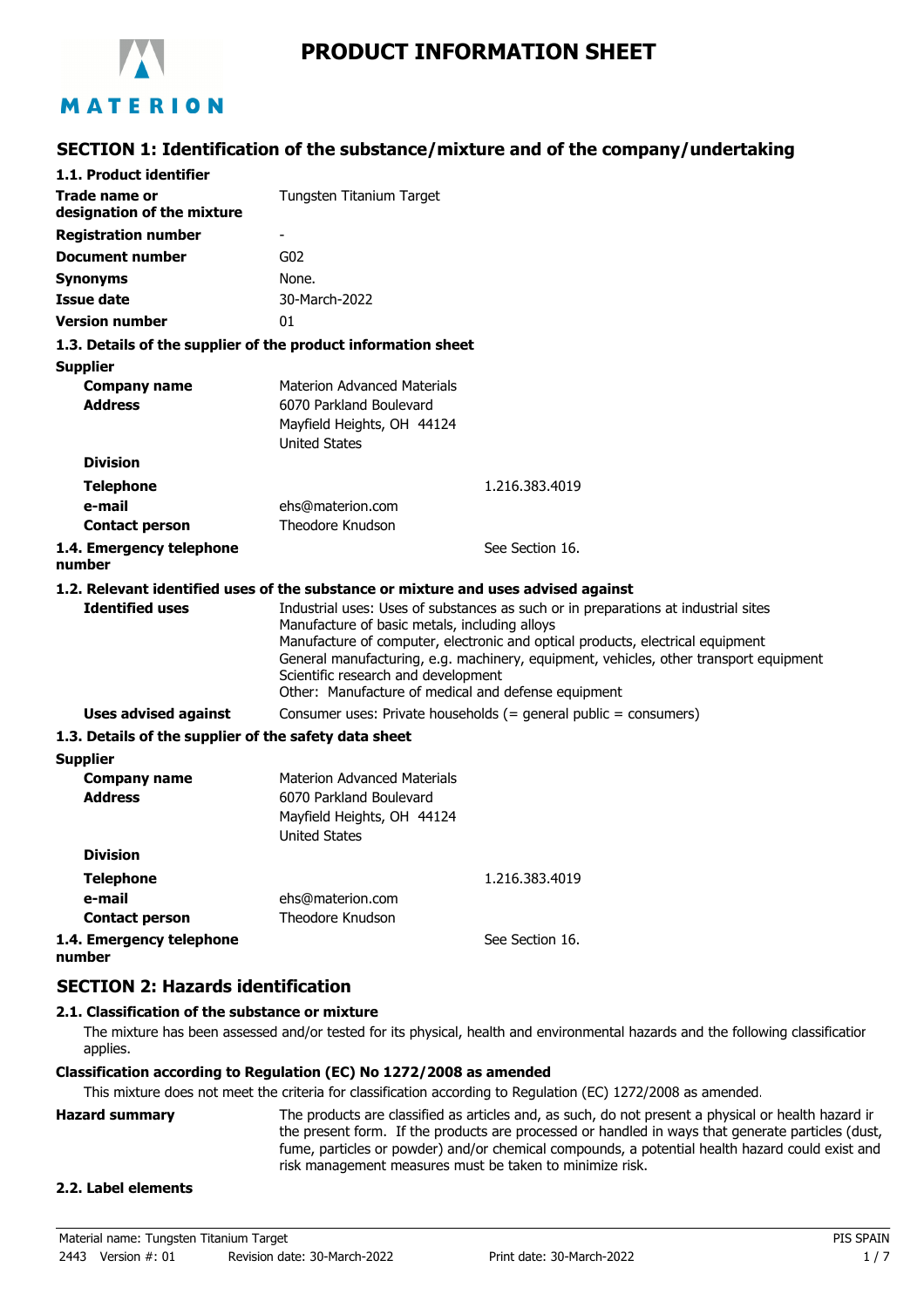# PRODUCT INFORMATION SHEET

## SECTION 1: Identification of the substance/mixture and of the company/undertaking

**1.1. Product identifier**

| | |
|---|---|
| **Trade name or designation of the mixture** | Tungsten Titanium Target |
| **Registration number** | - |
| **Document number** | G02 |
| **Synonyms** | None. |
| **Issue date** | 30-March-2022 |
| **Version number** | 01 |

**1.3. Details of the supplier of the product information sheet**

**Supplier**

| | |
|---|---|
| **Company name** | Materion Advanced Materials |
| **Address** | 6070 Parkland Boulevard<br>Mayfield Heights, OH 44124<br>United States |
| **Division** | |
| **Telephone** | 1.216.383.4019 |
| **e-mail** | ehs@materion.com |
| **Contact person** | Theodore Knudson |
| **1.4. Emergency telephone number** | See Section 16. |

**1.2. Relevant identified uses of the substance or mixture and uses advised against**

**Identified uses**
Industrial uses: Uses of substances as such or in preparations at industrial sites
Manufacture of basic metals, including alloys
Manufacture of computer, electronic and optical products, electrical equipment
General manufacturing, e.g. machinery, equipment, vehicles, other transport equipment
Scientific research and development
Other: Manufacture of medical and defense equipment

**Uses advised against** Consumer uses: Private households (= general public = consumers)

**1.3. Details of the supplier of the safety data sheet**

**Supplier**

| | |
|---|---|
| **Company name** | Materion Advanced Materials |
| **Address** | 6070 Parkland Boulevard<br>Mayfield Heights, OH 44124<br>United States |
| **Division** | |
| **Telephone** | 1.216.383.4019 |
| **e-mail** | ehs@materion.com |
| **Contact person** | Theodore Knudson |
| **1.4. Emergency telephone number** | See Section 16. |

## SECTION 2: Hazards identification

**2.1. Classification of the substance or mixture**

The mixture has been assessed and/or tested for its physical, health and environmental hazards and the following classification applies.

**Classification according to Regulation (EC) No 1272/2008 as amended**

This mixture does not meet the criteria for classification according to Regulation (EC) 1272/2008 as amended.

**Hazard summary** The products are classified as articles and, as such, do not present a physical or health hazard in the present form. If the products are processed or handled in ways that generate particles (dust, fume, particles or powder) and/or chemical compounds, a potential health hazard could exist and risk management measures must be taken to minimize risk.

**2.2. Label elements**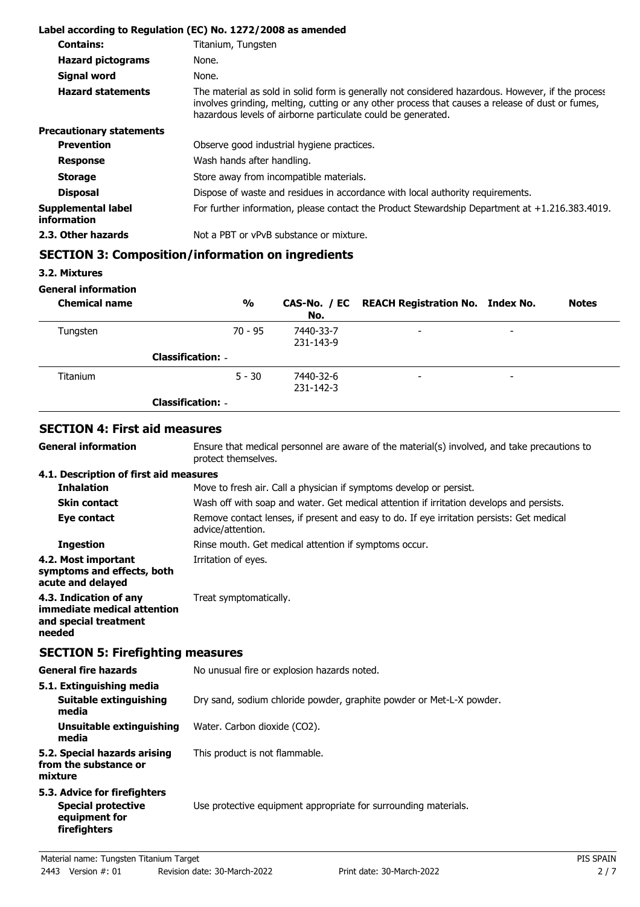**Label according to Regulation (EC) No. 1272/2008 as amended**

| | |
|---|---|
| **Contains:** | Titanium, Tungsten |
| **Hazard pictograms** | None. |
| **Signal word** | None. |
| **Hazard statements** | The material as sold in solid form is generally not considered hazardous. However, if the process involves grinding, melting, cutting or any other process that causes a release of dust or fumes, hazardous levels of airborne particulate could be generated. |

**Precautionary statements**

| | |
|---|---|
| **Prevention** | Observe good industrial hygiene practices. |
| **Response** | Wash hands after handling. |
| **Storage** | Store away from incompatible materials. |
| **Disposal** | Dispose of waste and residues in accordance with local authority requirements. |
| **Supplemental label information** | For further information, please contact the Product Stewardship Department at +1.216.383.4019. |
| **2.3. Other hazards** | Not a PBT or vPvB substance or mixture. |

## SECTION 3: Composition/information on ingredients

**3.2. Mixtures**

**General information**

| Chemical name | % | CAS-No. / EC No. | REACH Registration No. | Index No. | Notes |
|---|---|---|---|---|---|
| Tungsten | 70 - 95 | 7440-33-7 231-143-9 | - | - | |
| **Classification:** - | | | | | |
| Titanium | 5 - 30 | 7440-32-6 231-142-3 | - | - | |
| **Classification:** - | | | | | |

## SECTION 4: First aid measures

| | |
|---|---|
| **General information** | Ensure that medical personnel are aware of the material(s) involved, and take precautions to protect themselves. |

**4.1. Description of first aid measures**

| | |
|---|---|
| **Inhalation** | Move to fresh air. Call a physician if symptoms develop or persist. |
| **Skin contact** | Wash off with soap and water. Get medical attention if irritation develops and persists. |
| **Eye contact** | Remove contact lenses, if present and easy to do. If eye irritation persists: Get medical advice/attention. |
| **Ingestion** | Rinse mouth. Get medical attention if symptoms occur. |
| **4.2. Most important symptoms and effects, both acute and delayed** | Irritation of eyes. |
| **4.3. Indication of any immediate medical attention and special treatment needed** | Treat symptomatically. |

## SECTION 5: Firefighting measures

| | |
|---|---|
| **General fire hazards** | No unusual fire or explosion hazards noted. |

**5.1. Extinguishing media**

| | |
|---|---|
| **Suitable extinguishing media** | Dry sand, sodium chloride powder, graphite powder or Met-L-X powder. |
| **Unsuitable extinguishing media** | Water. Carbon dioxide ($CO_2$). |
| **5.2. Special hazards arising from the substance or mixture** | This product is not flammable. |

**5.3. Advice for firefighters**

| | |
|---|---|
| **Special protective equipment for firefighters** | Use protective equipment appropriate for surrounding materials. |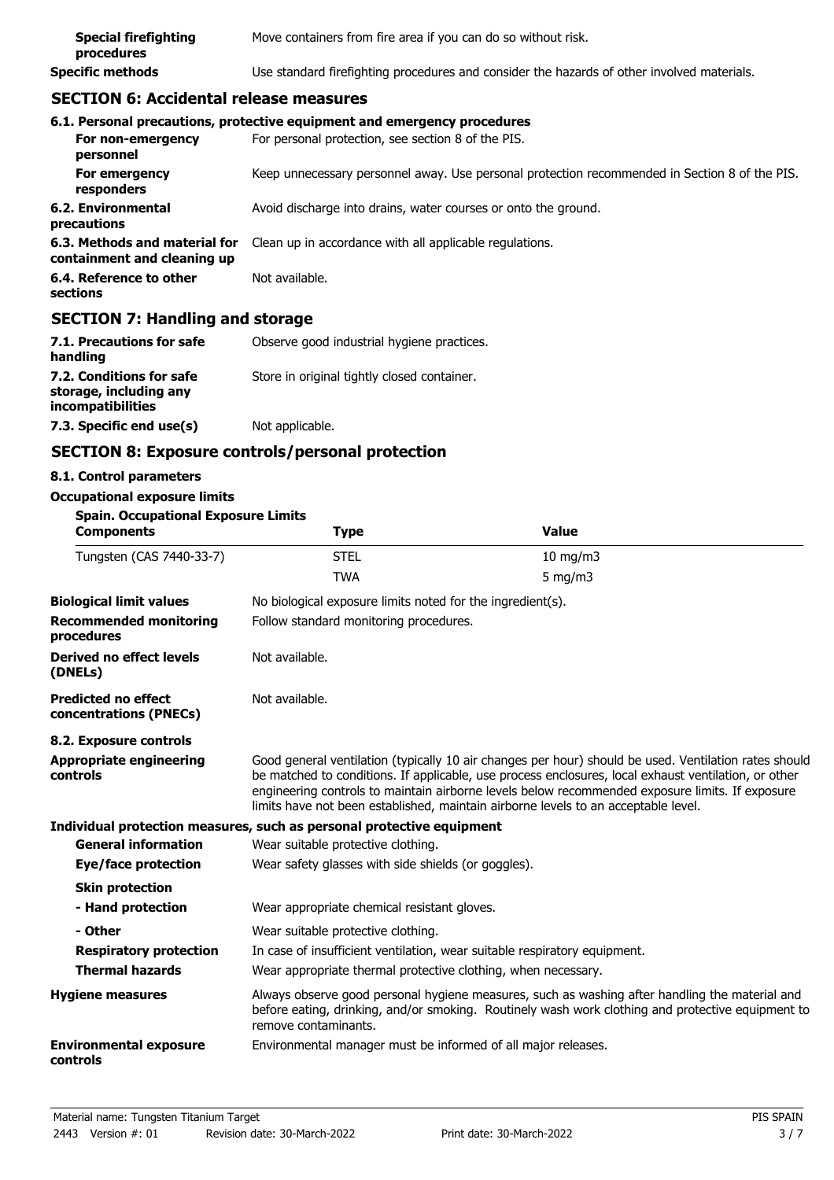**Special firefighting procedures** Move containers from fire area if you can do so without risk.

**Specific methods** Use standard firefighting procedures and consider the hazards of other involved materials.

## SECTION 6: Accidental release measures

**6.1. Personal precautions, protective equipment and emergency procedures**

**For non-emergency personnel** For personal protection, see section 8 of the PIS.

**For emergency responders** Keep unnecessary personnel away. Use personal protection recommended in Section 8 of the PIS.

**6.2. Environmental precautions** Avoid discharge into drains, water courses or onto the ground.

**6.3. Methods and material for containment and cleaning up** Clean up in accordance with all applicable regulations.

**6.4. Reference to other sections** Not available.

## SECTION 7: Handling and storage

**7.1. Precautions for safe handling** Observe good industrial hygiene practices.

**7.2. Conditions for safe storage, including any incompatibilities** Store in original tightly closed container.

**7.3. Specific end use(s)** Not applicable.

## SECTION 8: Exposure controls/personal protection

**8.1. Control parameters**

**Occupational exposure limits**

**Spain. Occupational Exposure Limits**

| Components | Type | Value |
|---|---|---|
| Tungsten (CAS 7440-33-7) | STEL | 10 mg/m3 |
| | TWA | 5 mg/m3 |

**Biological limit values** No biological exposure limits noted for the ingredient(s).

**Recommended monitoring procedures** Follow standard monitoring procedures.

**Derived no effect levels (DNELs)** Not available.

**Predicted no effect concentrations (PNECs)** Not available.

**8.2. Exposure controls**

**Appropriate engineering controls** Good general ventilation (typically 10 air changes per hour) should be used. Ventilation rates should be matched to conditions. If applicable, use process enclosures, local exhaust ventilation, or other engineering controls to maintain airborne levels below recommended exposure limits. If exposure limits have not been established, maintain airborne levels to an acceptable level.

**Individual protection measures, such as personal protective equipment**

**General information** Wear suitable protective clothing.

**Eye/face protection** Wear safety glasses with side shields (or goggles).

**Skin protection**

**- Hand protection** Wear appropriate chemical resistant gloves.

**- Other** Wear suitable protective clothing.

**Respiratory protection** In case of insufficient ventilation, wear suitable respiratory equipment.

**Thermal hazards** Wear appropriate thermal protective clothing, when necessary.

**Hygiene measures** Always observe good personal hygiene measures, such as washing after handling the material and before eating, drinking, and/or smoking. Routinely wash work clothing and protective equipment to remove contaminants.

**Environmental exposure controls** Environmental manager must be informed of all major releases.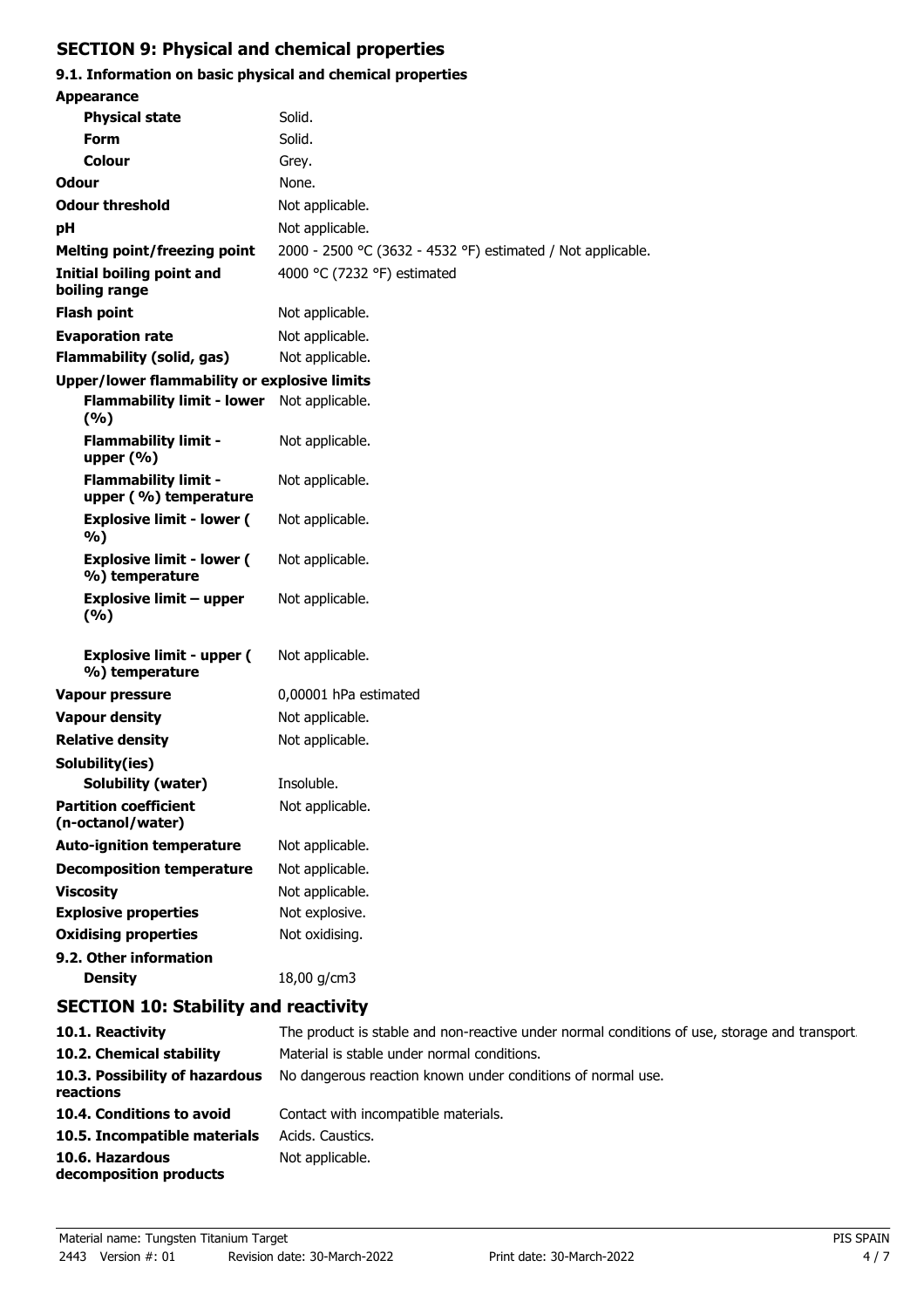## SECTION 9: Physical and chemical properties

### 9.1. Information on basic physical and chemical properties

| Property | Value |
| --- | --- |
| **Appearance** | |
| **Physical state** | Solid. |
| **Form** | Solid. |
| **Colour** | Grey. |
| **Odour** | None. |
| **Odour threshold** | Not applicable. |
| **pH** | Not applicable. |
| **Melting point/freezing point** | 2000 - 2500 °C (3632 - 4532 °F) estimated / Not applicable. |
| **Initial boiling point and boiling range** | 4000 °C (7232 °F) estimated |
| **Flash point** | Not applicable. |
| **Evaporation rate** | Not applicable. |
| **Flammability (solid, gas)** | Not applicable. |
| **Upper/lower flammability or explosive limits** | |
| **Flammability limit - lower (%)** | Not applicable. |
| **Flammability limit - upper (%)** | Not applicable. |
| **Flammability limit - upper ( %) temperature** | Not applicable. |
| **Explosive limit - lower ( %)** | Not applicable. |
| **Explosive limit - lower ( %) temperature** | Not applicable. |
| **Explosive limit – upper (%)** | Not applicable. |
| **Explosive limit - upper ( %) temperature** | Not applicable. |
| **Vapour pressure** | 0,00001 hPa estimated |
| **Vapour density** | Not applicable. |
| **Relative density** | Not applicable. |
| **Solubility(ies)** | |
| **Solubility (water)** | Insoluble. |
| **Partition coefficient (n-octanol/water)** | Not applicable. |
| **Auto-ignition temperature** | Not applicable. |
| **Decomposition temperature** | Not applicable. |
| **Viscosity** | Not applicable. |
| **Explosive properties** | Not explosive. |
| **Oxidising properties** | Not oxidising. |

### 9.2. Other information

| Property | Value |
| --- | --- |
| **Density** | 18,00 g/cm3 |

## SECTION 10: Stability and reactivity

| Item | Value |
| --- | --- |
| **10.1. Reactivity** | The product is stable and non-reactive under normal conditions of use, storage and transport. |
| **10.2. Chemical stability** | Material is stable under normal conditions. |
| **10.3. Possibility of hazardous reactions** | No dangerous reaction known under conditions of normal use. |
| **10.4. Conditions to avoid** | Contact with incompatible materials. |
| **10.5. Incompatible materials** | Acids. Caustics. |
| **10.6. Hazardous decomposition products** | Not applicable. |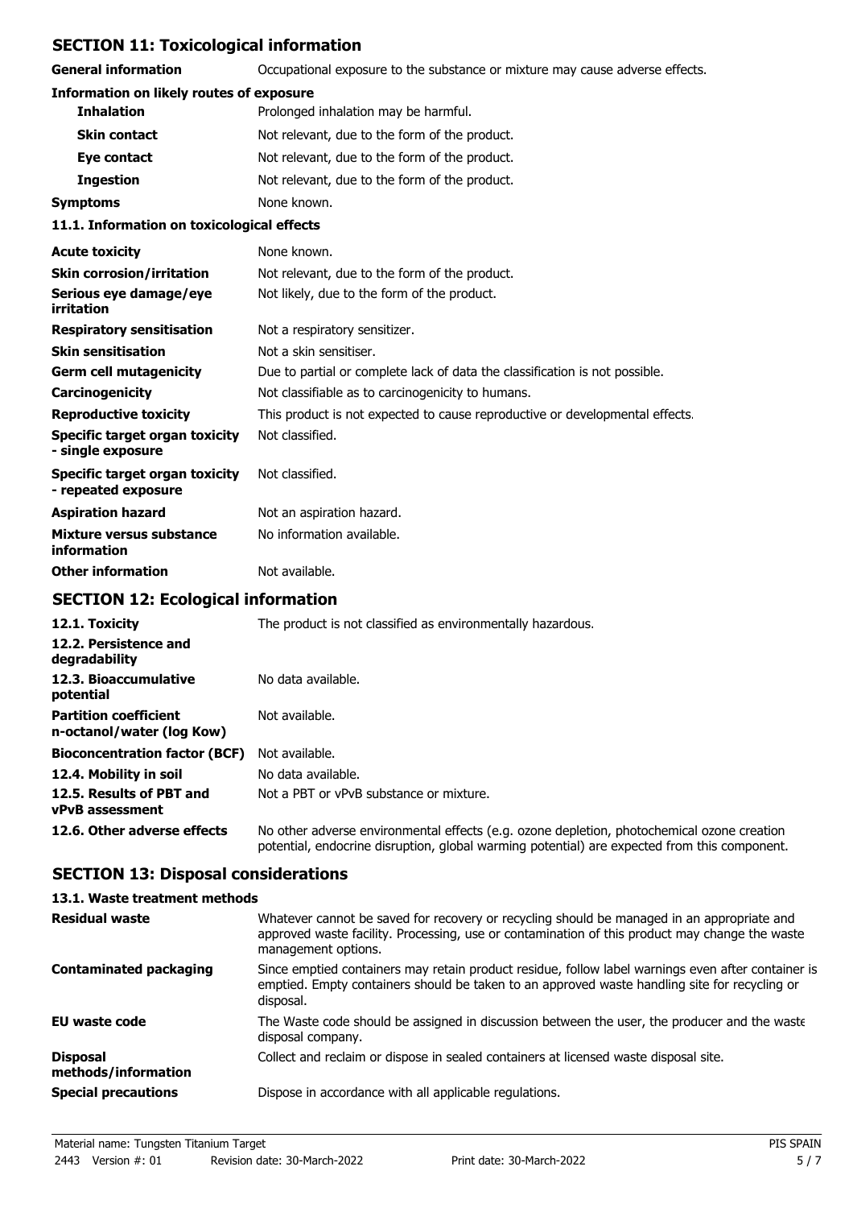## SECTION 11: Toxicological information

**General information** Occupational exposure to the substance or mixture may cause adverse effects.

**Information on likely routes of exposure**

| | |
|---|---|
| **Inhalation** | Prolonged inhalation may be harmful. |
| **Skin contact** | Not relevant, due to the form of the product. |
| **Eye contact** | Not relevant, due to the form of the product. |
| **Ingestion** | Not relevant, due to the form of the product. |
| **Symptoms** | None known. |

**11.1. Information on toxicological effects**

| | |
|---|---|
| **Acute toxicity** | None known. |
| **Skin corrosion/irritation** | Not relevant, due to the form of the product. |
| **Serious eye damage/eye irritation** | Not likely, due to the form of the product. |
| **Respiratory sensitisation** | Not a respiratory sensitizer. |
| **Skin sensitisation** | Not a skin sensitiser. |
| **Germ cell mutagenicity** | Due to partial or complete lack of data the classification is not possible. |
| **Carcinogenicity** | Not classifiable as to carcinogenicity to humans. |
| **Reproductive toxicity** | This product is not expected to cause reproductive or developmental effects. |
| **Specific target organ toxicity - single exposure** | Not classified. |
| **Specific target organ toxicity - repeated exposure** | Not classified. |
| **Aspiration hazard** | Not an aspiration hazard. |
| **Mixture versus substance information** | No information available. |
| **Other information** | Not available. |

## SECTION 12: Ecological information

| | |
|---|---|
| **12.1. Toxicity** | The product is not classified as environmentally hazardous. |
| **12.2. Persistence and degradability** | |
| **12.3. Bioaccumulative potential** | No data available. |
| **Partition coefficient n-octanol/water (log Kow)** | Not available. |
| **Bioconcentration factor (BCF)** | Not available. |
| **12.4. Mobility in soil** | No data available. |
| **12.5. Results of PBT and vPvB assessment** | Not a PBT or vPvB substance or mixture. |
| **12.6. Other adverse effects** | No other adverse environmental effects (e.g. ozone depletion, photochemical ozone creation potential, endocrine disruption, global warming potential) are expected from this component. |

## SECTION 13: Disposal considerations

**13.1. Waste treatment methods**

| | |
|---|---|
| **Residual waste** | Whatever cannot be saved for recovery or recycling should be managed in an appropriate and approved waste facility. Processing, use or contamination of this product may change the waste management options. |
| **Contaminated packaging** | Since emptied containers may retain product residue, follow label warnings even after container is emptied. Empty containers should be taken to an approved waste handling site for recycling or disposal. |
| **EU waste code** | The Waste code should be assigned in discussion between the user, the producer and the waste disposal company. |
| **Disposal methods/information** | Collect and reclaim or dispose in sealed containers at licensed waste disposal site. |
| **Special precautions** | Dispose in accordance with all applicable regulations. |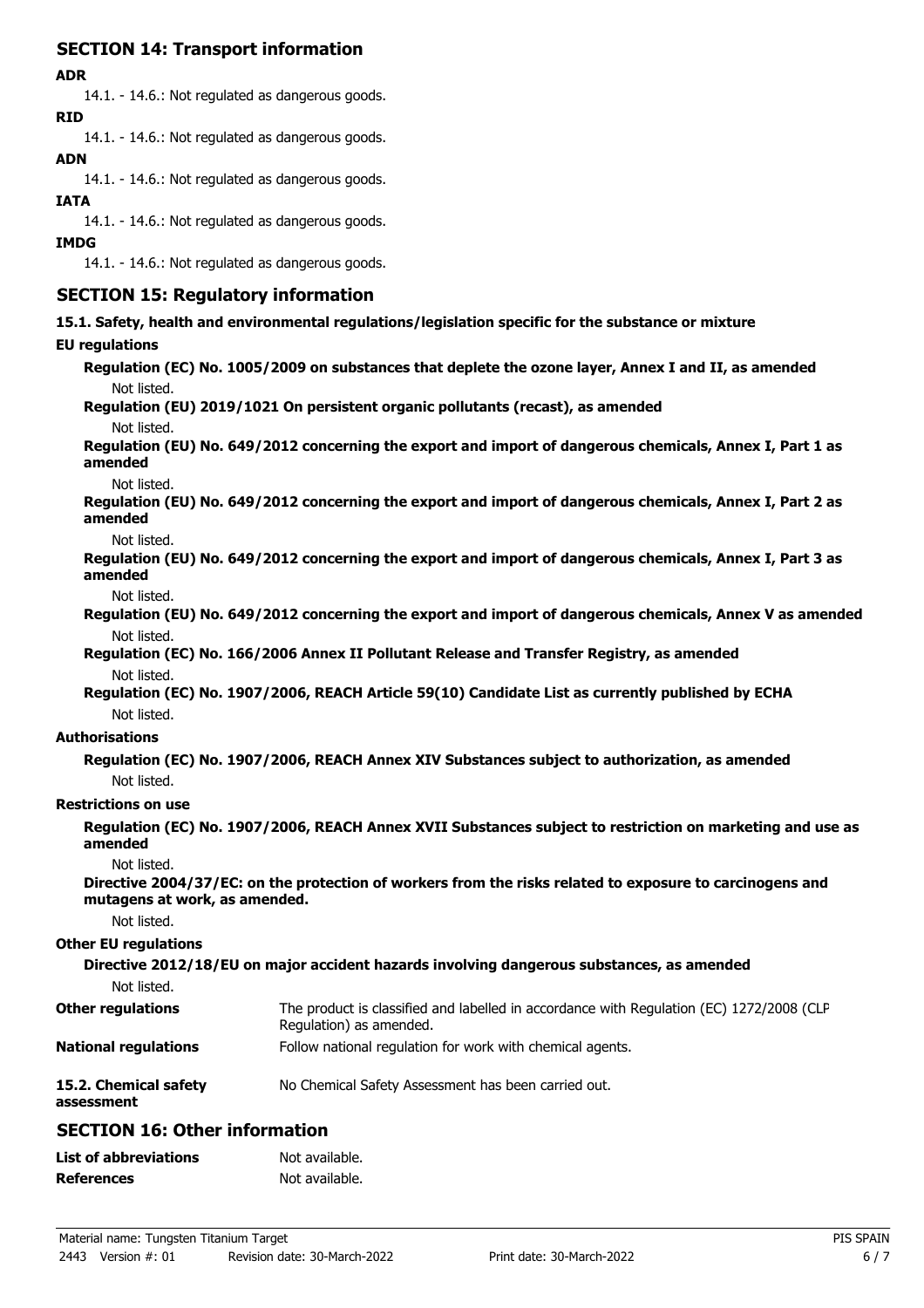## SECTION 14: Transport information

**ADR**

14.1. - 14.6.: Not regulated as dangerous goods.

**RID**

14.1. - 14.6.: Not regulated as dangerous goods.

**ADN**

14.1. - 14.6.: Not regulated as dangerous goods.

**IATA**

14.1. - 14.6.: Not regulated as dangerous goods.

**IMDG**

14.1. - 14.6.: Not regulated as dangerous goods.

## SECTION 15: Regulatory information

**15.1. Safety, health and environmental regulations/legislation specific for the substance or mixture**

**EU regulations**

**Regulation (EC) No. 1005/2009 on substances that deplete the ozone layer, Annex I and II, as amended**

Not listed.

**Regulation (EU) 2019/1021 On persistent organic pollutants (recast), as amended**

Not listed.

**Regulation (EU) No. 649/2012 concerning the export and import of dangerous chemicals, Annex I, Part 1 as amended**

Not listed.

**Regulation (EU) No. 649/2012 concerning the export and import of dangerous chemicals, Annex I, Part 2 as amended**

Not listed.

**Regulation (EU) No. 649/2012 concerning the export and import of dangerous chemicals, Annex I, Part 3 as amended**

Not listed.

**Regulation (EU) No. 649/2012 concerning the export and import of dangerous chemicals, Annex V as amended**

Not listed.

**Regulation (EC) No. 166/2006 Annex II Pollutant Release and Transfer Registry, as amended**

Not listed.

**Regulation (EC) No. 1907/2006, REACH Article 59(10) Candidate List as currently published by ECHA**

Not listed.

**Authorisations**

**Regulation (EC) No. 1907/2006, REACH Annex XIV Substances subject to authorization, as amended**

Not listed.

**Restrictions on use**

**Regulation (EC) No. 1907/2006, REACH Annex XVII Substances subject to restriction on marketing and use as amended**

Not listed.

**Directive 2004/37/EC: on the protection of workers from the risks related to exposure to carcinogens and mutagens at work, as amended.**

Not listed.

**Other EU regulations**

**Directive 2012/18/EU on major accident hazards involving dangerous substances, as amended**

Not listed.

**Other regulations** The product is classified and labelled in accordance with Regulation (EC) 1272/2008 (CLP Regulation) as amended.

**National regulations** Follow national regulation for work with chemical agents.

**15.2. Chemical safety assessment** No Chemical Safety Assessment has been carried out.

## SECTION 16: Other information

**List of abbreviations** Not available.

**References** Not available.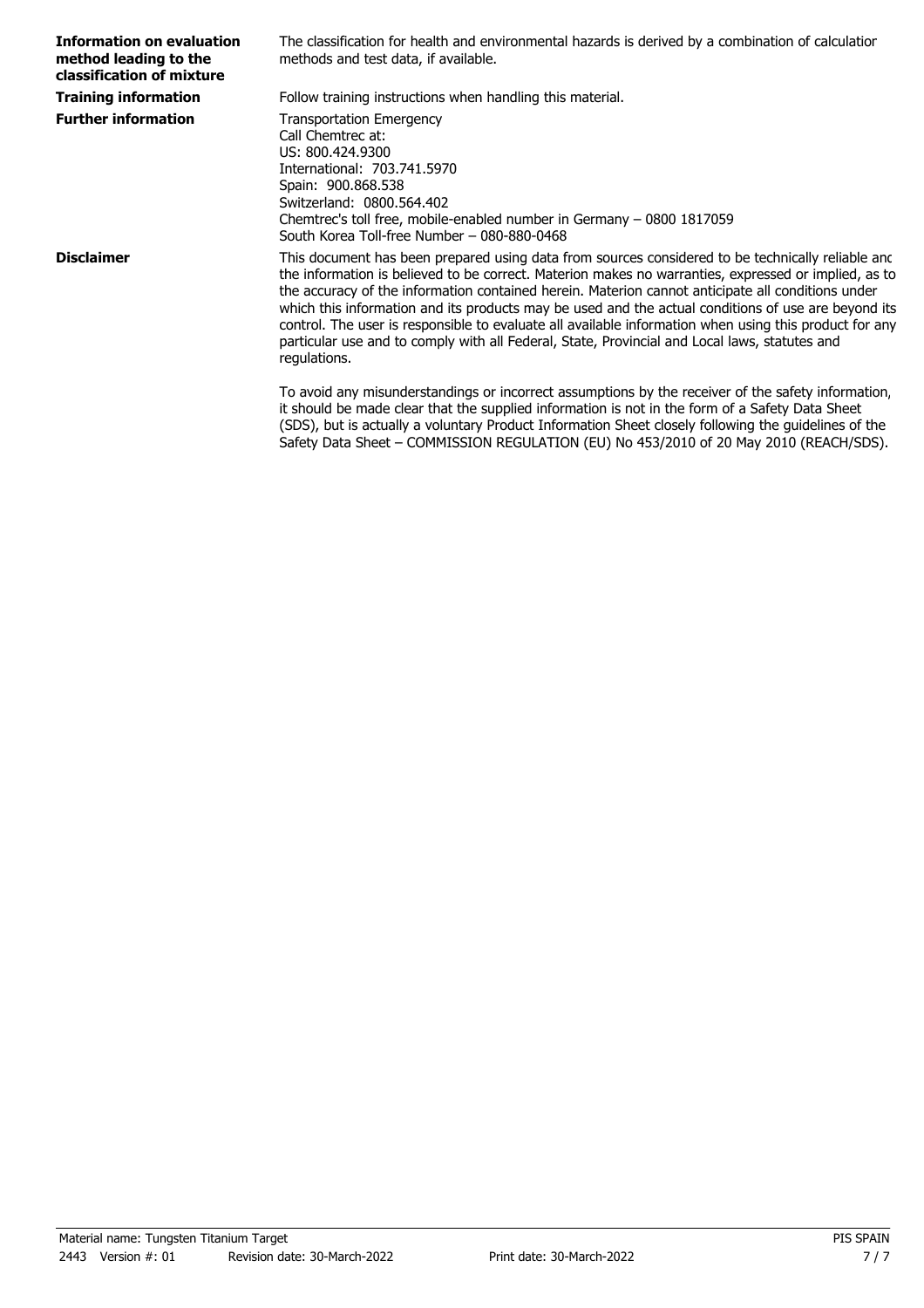**Information on evaluation method leading to the classification of mixture**

The classification for health and environmental hazards is derived by a combination of calculation methods and test data, if available.

**Training information**

Follow training instructions when handling this material.

**Further information**

Transportation Emergency
Call Chemtrec at:
US: 800.424.9300
International: 703.741.5970
Spain: 900.868.538
Switzerland: 0800.564.402
Chemtrec's toll free, mobile-enabled number in Germany – 0800 1817059
South Korea Toll-free Number – 080-880-0468

**Disclaimer**

This document has been prepared using data from sources considered to be technically reliable and the information is believed to be correct. Materion makes no warranties, expressed or implied, as to the accuracy of the information contained herein. Materion cannot anticipate all conditions under which this information and its products may be used and the actual conditions of use are beyond its control. The user is responsible to evaluate all available information when using this product for any particular use and to comply with all Federal, State, Provincial and Local laws, statutes and regulations.

To avoid any misunderstandings or incorrect assumptions by the receiver of the safety information, it should be made clear that the supplied information is not in the form of a Safety Data Sheet (SDS), but is actually a voluntary Product Information Sheet closely following the guidelines of the Safety Data Sheet – COMMISSION REGULATION (EU) No 453/2010 of 20 May 2010 (REACH/SDS).